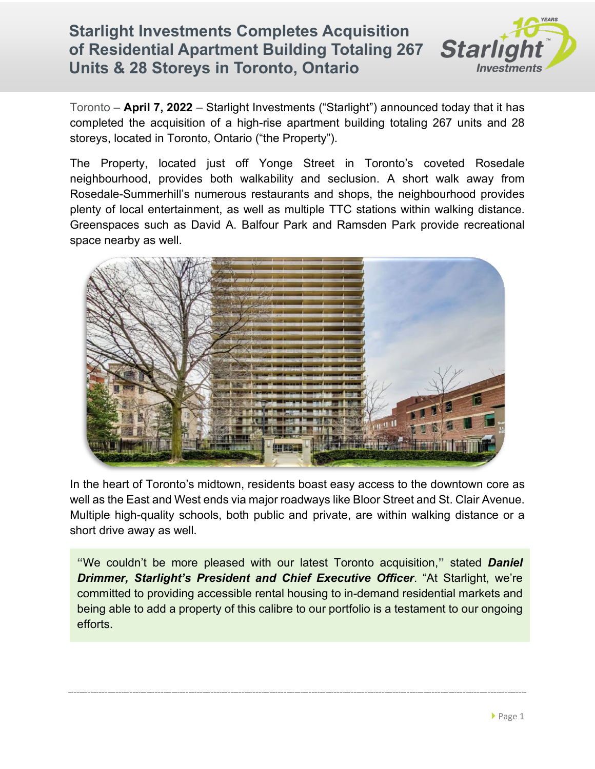# Starlight Investments Completes Acquisition of Residential Apartment Building Totaling 267 Units & 28 Storeys in Toronto, Ontario

Toronto – **April 7, 2022** – Starlight Investments ("Starlight") announced today that it has completed the acquisition of a high-rise apartment building totaling 267 units and 28 storeys, located in Toronto, Ontario ("the Property").

The Property, located just off Yonge Street in Toronto's coveted Rosedale neighbourhood, provides both walkability and seclusion. A short walk away from Rosedale-Summerhill's numerous restaurants and shops, the neighbourhood provides plenty of local entertainment, as well as multiple TTC stations within walking distance. Greenspaces such as David A. Balfour Park and Ramsden Park provide recreational space nearby as well.

In the heart of Toronto's midtown, residents boast easy access to the downtown core as well as the East and West ends via major roadways like Bloor Street and St. Clair Avenue. Multiple high-quality schools, both public and private, are within walking distance or a short drive away as well.

"We couldn't be more pleased with our latest Toronto acquisition," stated ***Daniel Drimmer, Starlight's President and Chief Executive Officer***. "At Starlight, we're committed to providing accessible rental housing to in-demand residential markets and being able to add a property of this calibre to our portfolio is a testament to our ongoing efforts.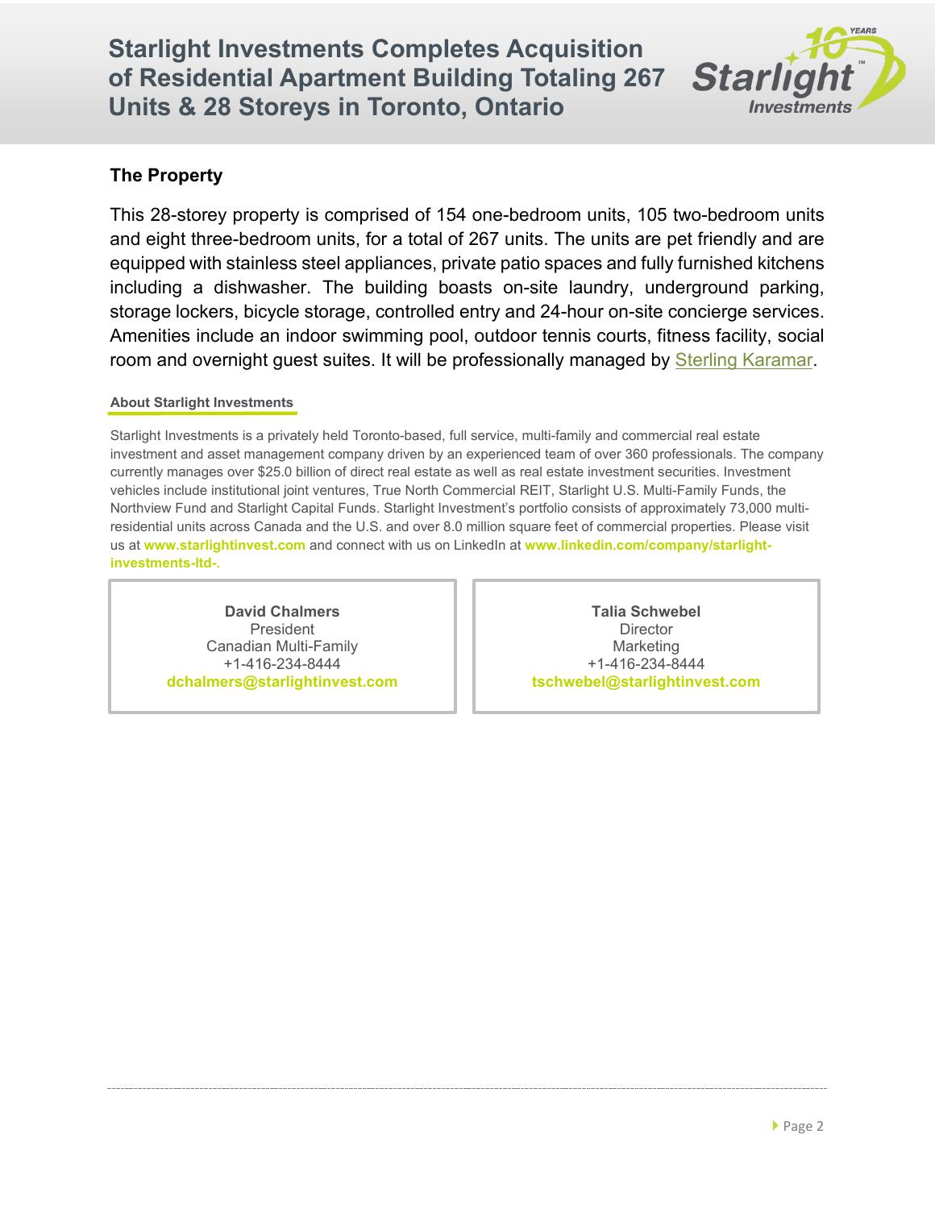# Starlight Investments Completes Acquisition of Residential Apartment Building Totaling 267 Units & 28 Storeys in Toronto, Ontario

## The Property

This 28-storey property is comprised of 154 one-bedroom units, 105 two-bedroom units and eight three-bedroom units, for a total of 267 units. The units are pet friendly and are equipped with stainless steel appliances, private patio spaces and fully furnished kitchens including a dishwasher. The building boasts on-site laundry, underground parking, storage lockers, bicycle storage, controlled entry and 24-hour on-site concierge services. Amenities include an indoor swimming pool, outdoor tennis courts, fitness facility, social room and overnight guest suites. It will be professionally managed by Sterling Karamar.

### About Starlight Investments

Starlight Investments is a privately held Toronto-based, full service, multi-family and commercial real estate investment and asset management company driven by an experienced team of over 360 professionals. The company currently manages over $25.0 billion of direct real estate as well as real estate investment securities. Investment vehicles include institutional joint ventures, True North Commercial REIT, Starlight U.S. Multi-Family Funds, the Northview Fund and Starlight Capital Funds. Starlight Investment's portfolio consists of approximately 73,000 multi-residential units across Canada and the U.S. and over 8.0 million square feet of commercial properties. Please visit us at **www.starlightinvest.com** and connect with us on LinkedIn at **www.linkedin.com/company/starlight-investments-ltd-.**

**David Chalmers**
President
Canadian Multi-Family
+1-416-234-8444
**dchalmers@starlightinvest.com**

**Talia Schwebel**
Director
Marketing
+1-416-234-8444
**tschwebel@starlightinvest.com**